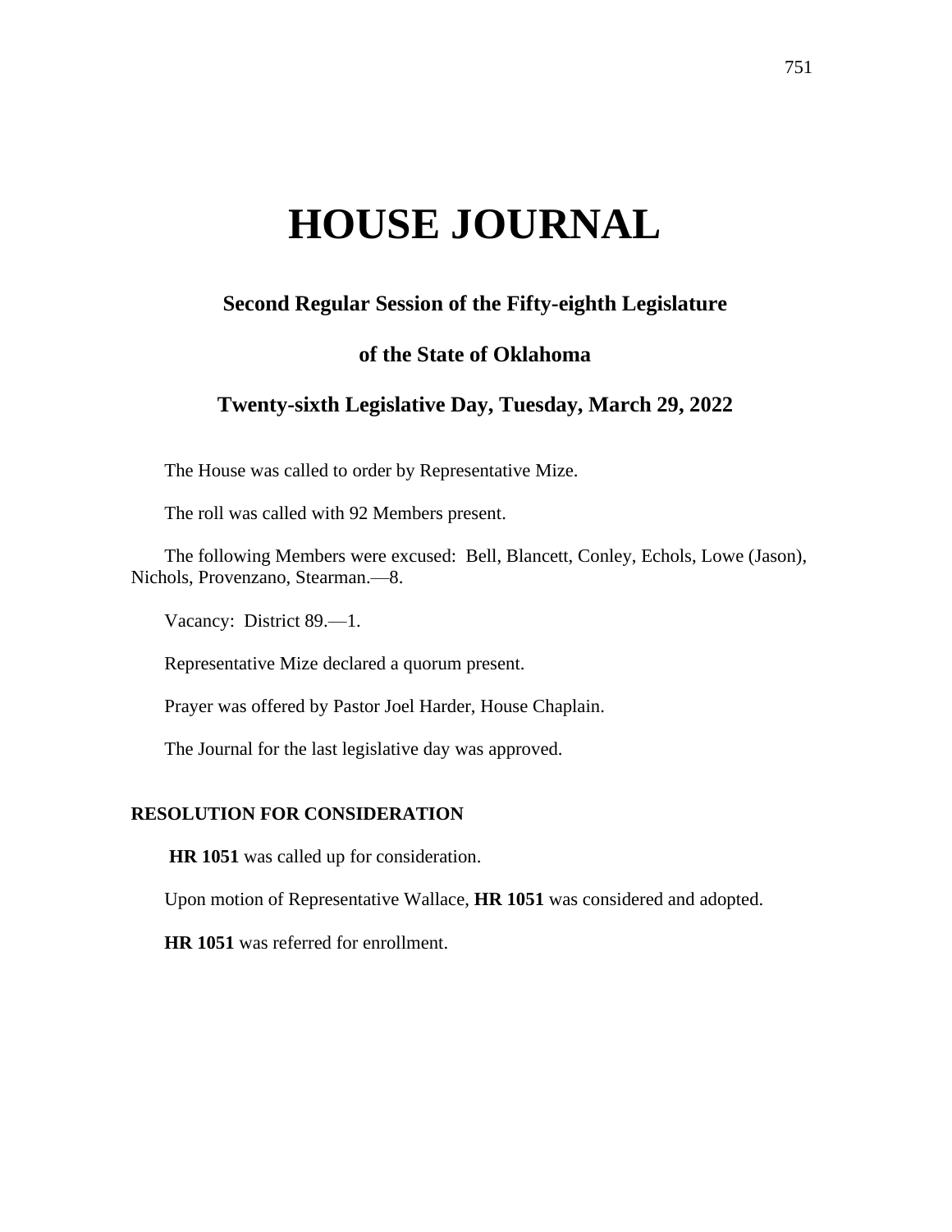# HOUSE JOURNAL

## Second Regular Session of the Fifty-eighth Legislature

## of the State of Oklahoma

## Twenty-sixth Legislative Day, Tuesday, March 29, 2022

The House was called to order by Representative Mize.

The roll was called with 92 Members present.

The following Members were excused: Bell, Blancett, Conley, Echols, Lowe (Jason), Nichols, Provenzano, Stearman.—8.

Vacancy: District 89.—1.

Representative Mize declared a quorum present.

Prayer was offered by Pastor Joel Harder, House Chaplain.

The Journal for the last legislative day was approved.

### RESOLUTION FOR CONSIDERATION

**HR 1051** was called up for consideration.

Upon motion of Representative Wallace, **HR 1051** was considered and adopted.

**HR 1051** was referred for enrollment.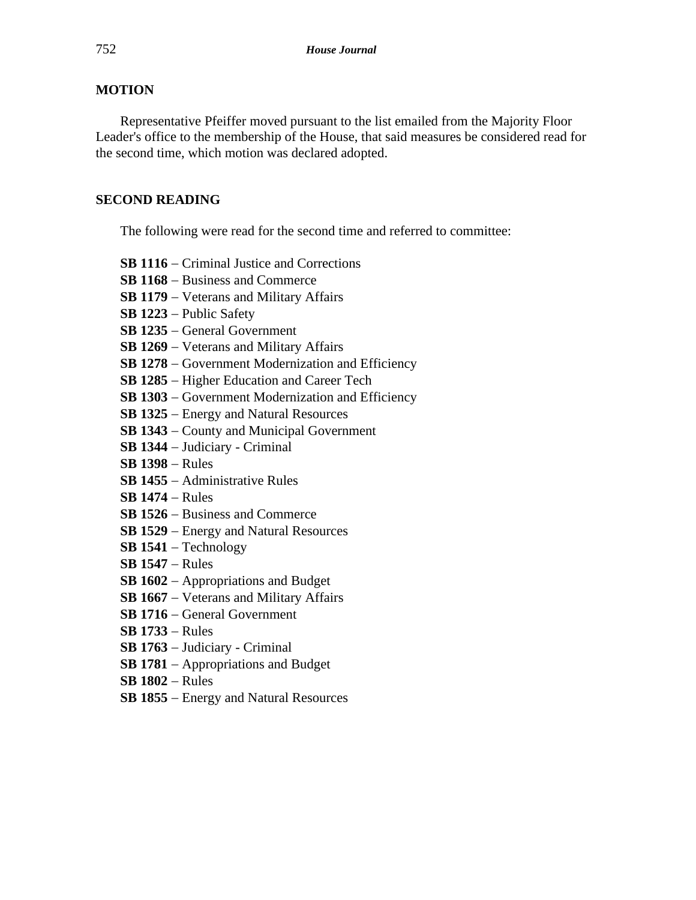**MOTION**

Representative Pfeiffer moved pursuant to the list emailed from the Majority Floor Leader's office to the membership of the House, that said measures be considered read for the second time, which motion was declared adopted.

**SECOND READING**

The following were read for the second time and referred to committee:

**SB 1116** – Criminal Justice and Corrections
**SB 1168** – Business and Commerce
**SB 1179** – Veterans and Military Affairs
**SB 1223** – Public Safety
**SB 1235** – General Government
**SB 1269** – Veterans and Military Affairs
**SB 1278** – Government Modernization and Efficiency
**SB 1285** – Higher Education and Career Tech
**SB 1303** – Government Modernization and Efficiency
**SB 1325** – Energy and Natural Resources
**SB 1343** – County and Municipal Government
**SB 1344** – Judiciary - Criminal
**SB 1398** – Rules
**SB 1455** – Administrative Rules
**SB 1474** – Rules
**SB 1526** – Business and Commerce
**SB 1529** – Energy and Natural Resources
**SB 1541** – Technology
**SB 1547** – Rules
**SB 1602** – Appropriations and Budget
**SB 1667** – Veterans and Military Affairs
**SB 1716** – General Government
**SB 1733** – Rules
**SB 1763** – Judiciary - Criminal
**SB 1781** – Appropriations and Budget
**SB 1802** – Rules
**SB 1855** – Energy and Natural Resources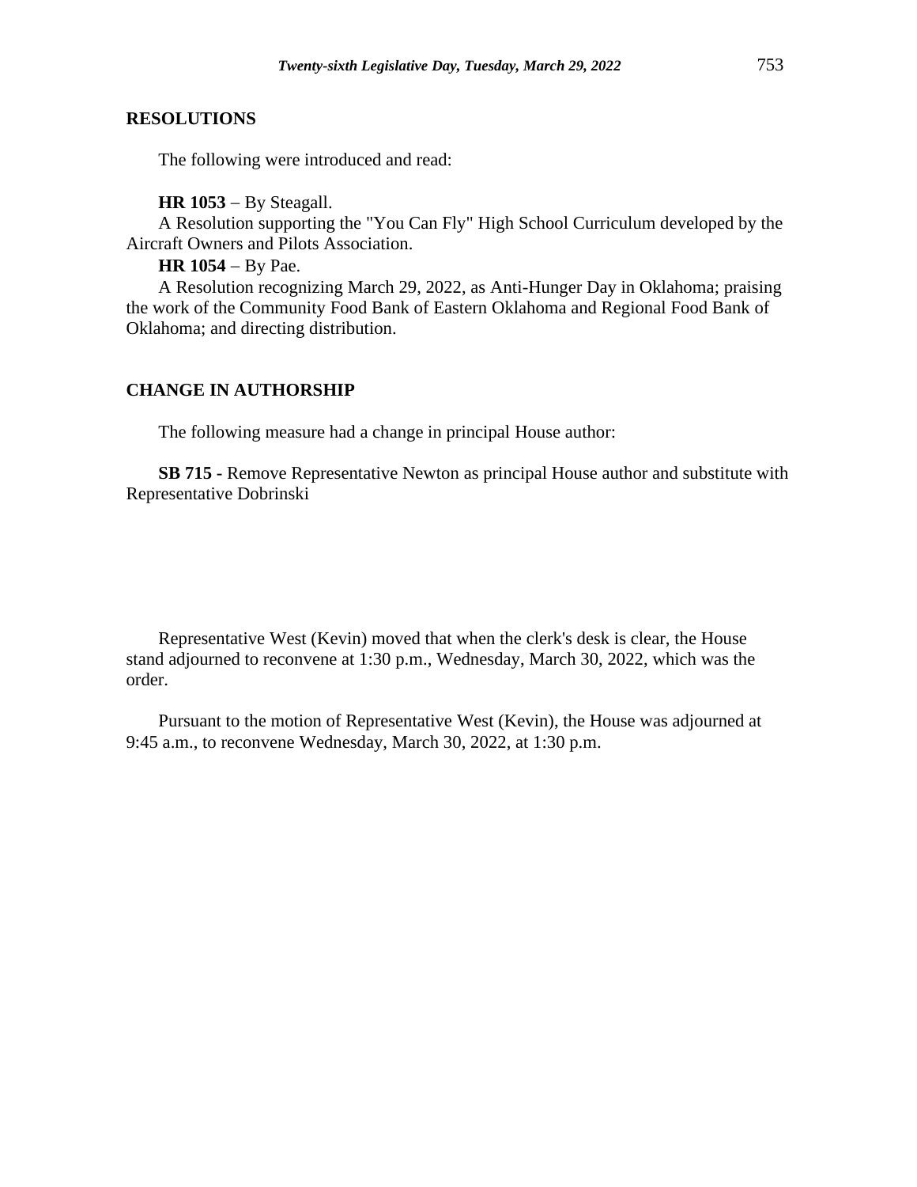## RESOLUTIONS

The following were introduced and read:

**HR 1053** – By Steagall.

A Resolution supporting the "You Can Fly" High School Curriculum developed by the Aircraft Owners and Pilots Association.

**HR 1054** – By Pae.

A Resolution recognizing March 29, 2022, as Anti-Hunger Day in Oklahoma; praising the work of the Community Food Bank of Eastern Oklahoma and Regional Food Bank of Oklahoma; and directing distribution.

## CHANGE IN AUTHORSHIP

The following measure had a change in principal House author:

**SB 715 -** Remove Representative Newton as principal House author and substitute with Representative Dobrinski

Representative West (Kevin) moved that when the clerk's desk is clear, the House stand adjourned to reconvene at 1:30 p.m., Wednesday, March 30, 2022, which was the order.

Pursuant to the motion of Representative West (Kevin), the House was adjourned at 9:45 a.m., to reconvene Wednesday, March 30, 2022, at 1:30 p.m.